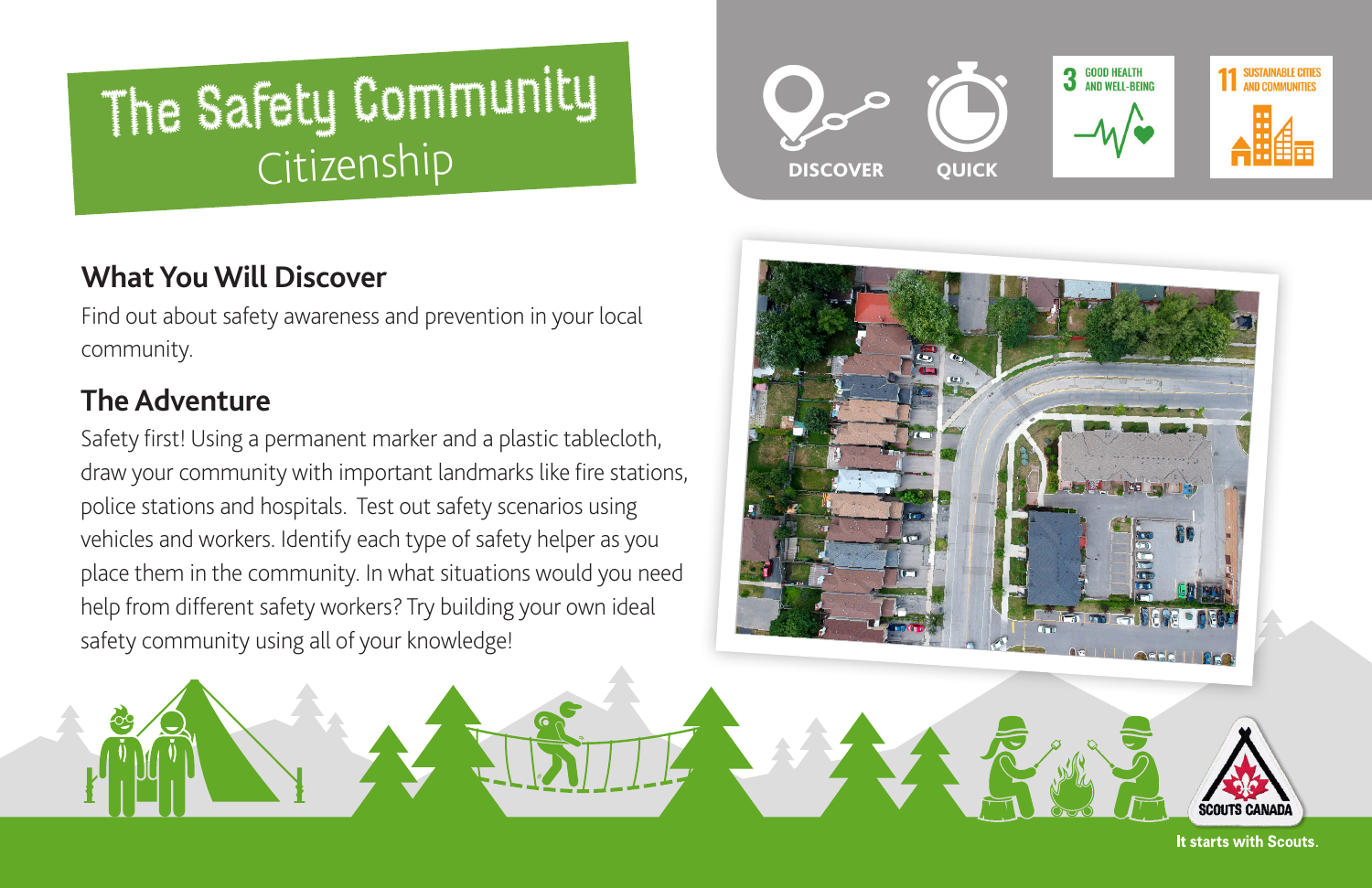# The Safety Community
Citizenship

DISCOVER

QUICK

3 GOOD HEALTH AND WELL-BEING

11 SUSTAINABLE CITIES AND COMMUNITIES

## What You Will Discover

Find out about safety awareness and prevention in your local community.

## The Adventure

Safety first! Using a permanent marker and a plastic tablecloth, draw your community with important landmarks like fire stations, police stations and hospitals. Test out safety scenarios using vehicles and workers. Identify each type of safety helper as you place them in the community. In what situations would you need help from different safety workers? Try building your own ideal safety community using all of your knowledge!

SCOUTS CANADA

It starts with Scouts.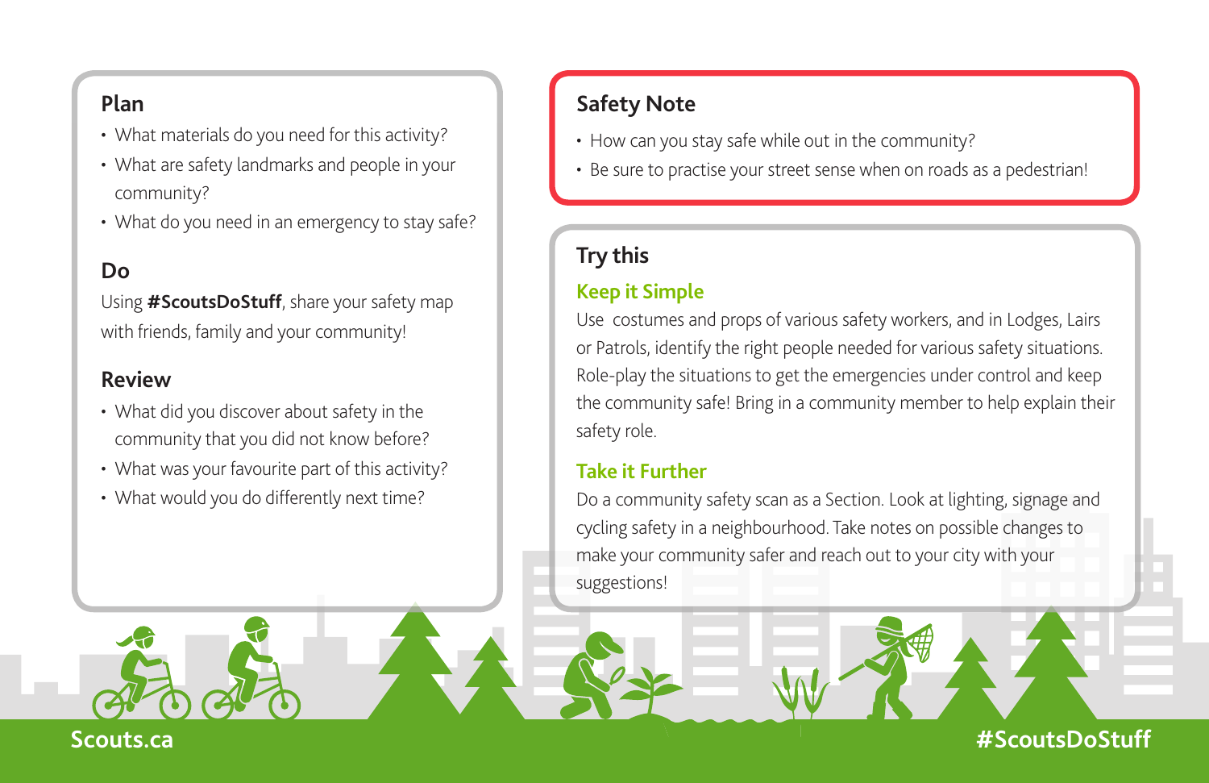## Plan

- What materials do you need for this activity?
- What are safety landmarks and people in your community?
- What do you need in an emergency to stay safe?

## Do

Using **#ScoutsDoStuff**, share your safety map with friends, family and your community!

## Review

- What did you discover about safety in the community that you did not know before?
- What was your favourite part of this activity?
- What would you do differently next time?

## Safety Note

- How can you stay safe while out in the community?
- Be sure to practise your street sense when on roads as a pedestrian!

## Try this

### Keep it Simple

Use costumes and props of various safety workers, and in Lodges, Lairs or Patrols, identify the right people needed for various safety situations. Role-play the situations to get the emergencies under control and keep the community safe! Bring in a community member to help explain their safety role.

### Take it Further

Do a community safety scan as a Section. Look at lighting, signage and cycling safety in a neighbourhood. Take notes on possible changes to make your community safer and reach out to your city with your suggestions!

Scouts.ca

#ScoutsDoStuff